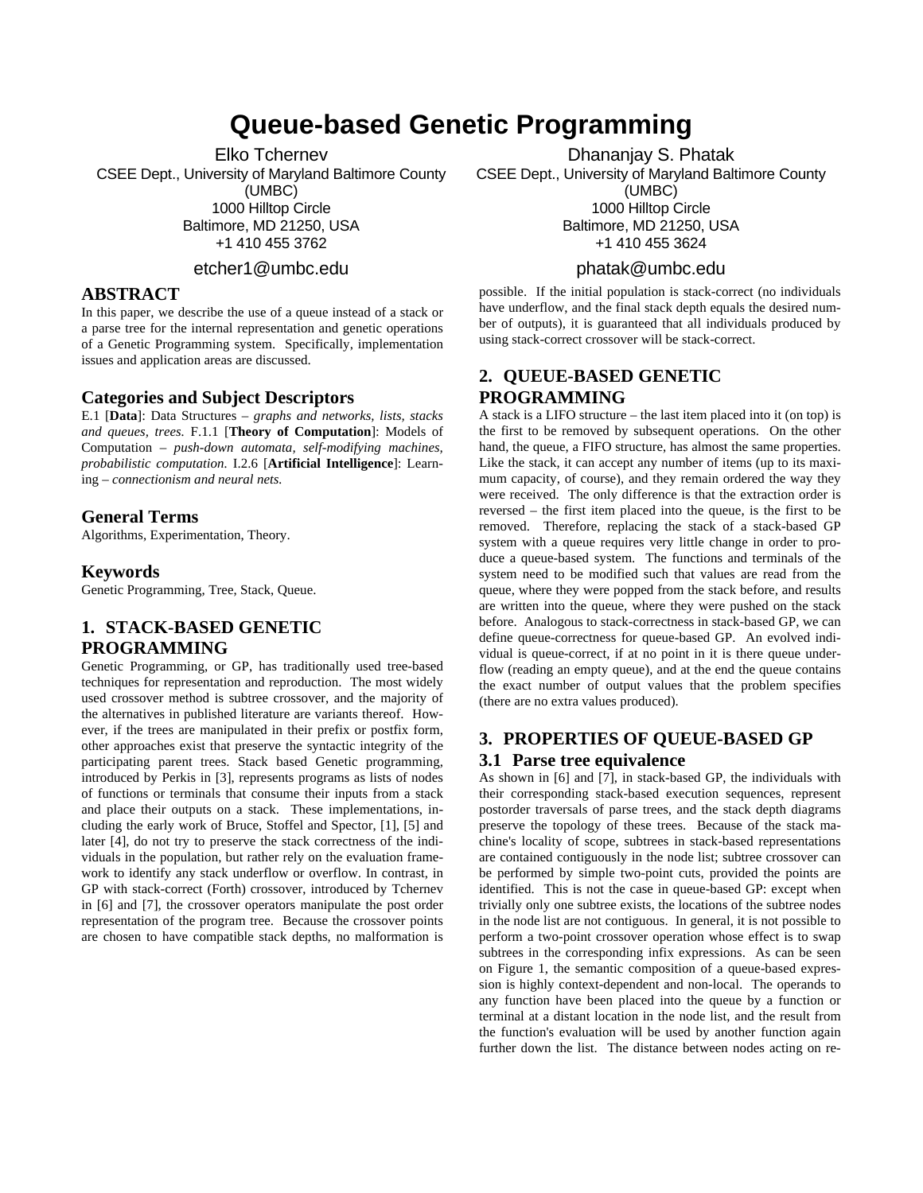# Queue-based Genetic Programming

Elko Tchernev
CSEE Dept., University of Maryland Baltimore County (UMBC)
1000 Hilltop Circle
Baltimore, MD 21250, USA
+1 410 455 3762
etcher1@umbc.edu

Dhananjay S. Phatak
CSEE Dept., University of Maryland Baltimore County (UMBC)
1000 Hilltop Circle
Baltimore, MD 21250, USA
+1 410 455 3624
phatak@umbc.edu

## ABSTRACT

In this paper, we describe the use of a queue instead of a stack or a parse tree for the internal representation and genetic operations of a Genetic Programming system. Specifically, implementation issues and application areas are discussed.

## Categories and Subject Descriptors

E.1 [**Data**]: Data Structures – *graphs and networks, lists, stacks and queues, trees.* F.1.1 [**Theory of Computation**]: Models of Computation – *push-down automata, self-modifying machines, probabilistic computation.* I.2.6 [**Artificial Intelligence**]: Learning – *connectionism and neural nets.*

## General Terms

Algorithms, Experimentation, Theory.

## Keywords

Genetic Programming, Tree, Stack, Queue.

## 1. STACK-BASED GENETIC PROGRAMMING

Genetic Programming, or GP, has traditionally used tree-based techniques for representation and reproduction. The most widely used crossover method is subtree crossover, and the majority of the alternatives in published literature are variants thereof. However, if the trees are manipulated in their prefix or postfix form, other approaches exist that preserve the syntactic integrity of the participating parent trees. Stack based Genetic programming, introduced by Perkis in [3], represents programs as lists of nodes of functions or terminals that consume their inputs from a stack and place their outputs on a stack. These implementations, including the early work of Bruce, Stoffel and Spector, [1], [5] and later [4], do not try to preserve the stack correctness of the individuals in the population, but rather rely on the evaluation framework to identify any stack underflow or overflow. In contrast, in GP with stack-correct (Forth) crossover, introduced by Tchernev in [6] and [7], the crossover operators manipulate the post order representation of the program tree. Because the crossover points are chosen to have compatible stack depths, no malformation is possible. If the initial population is stack-correct (no individuals have underflow, and the final stack depth equals the desired number of outputs), it is guaranteed that all individuals produced by using stack-correct crossover will be stack-correct.

## 2. QUEUE-BASED GENETIC PROGRAMMING

A stack is a LIFO structure – the last item placed into it (on top) is the first to be removed by subsequent operations. On the other hand, the queue, a FIFO structure, has almost the same properties. Like the stack, it can accept any number of items (up to its maximum capacity, of course), and they remain ordered the way they were received. The only difference is that the extraction order is reversed – the first item placed into the queue, is the first to be removed. Therefore, replacing the stack of a stack-based GP system with a queue requires very little change in order to produce a queue-based system. The functions and terminals of the system need to be modified such that values are read from the queue, where they were popped from the stack before, and results are written into the queue, where they were pushed on the stack before. Analogous to stack-correctness in stack-based GP, we can define queue-correctness for queue-based GP. An evolved individual is queue-correct, if at no point in it is there queue underflow (reading an empty queue), and at the end the queue contains the exact number of output values that the problem specifies (there are no extra values produced).

## 3. PROPERTIES OF QUEUE-BASED GP

### 3.1 Parse tree equivalence

As shown in [6] and [7], in stack-based GP, the individuals with their corresponding stack-based execution sequences, represent postorder traversals of parse trees, and the stack depth diagrams preserve the topology of these trees. Because of the stack machine's locality of scope, subtrees in stack-based representations are contained contiguously in the node list; subtree crossover can be performed by simple two-point cuts, provided the points are identified. This is not the case in queue-based GP: except when trivially only one subtree exists, the locations of the subtree nodes in the node list are not contiguous. In general, it is not possible to perform a two-point crossover operation whose effect is to swap subtrees in the corresponding infix expressions. As can be seen on Figure 1, the semantic composition of a queue-based expression is highly context-dependent and non-local. The operands to any function have been placed into the queue by a function or terminal at a distant location in the node list, and the result from the function's evaluation will be used by another function again further down the list. The distance between nodes acting on re-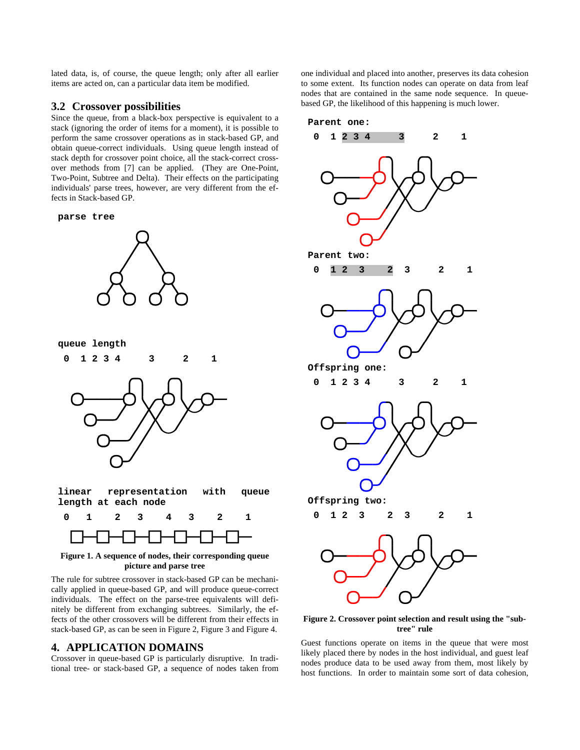lated data, is, of course, the queue length; only after all earlier items are acted on, can a particular data item be modified.

## 3.2 Crossover possibilities

Since the queue, from a black-box perspective is equivalent to a stack (ignoring the order of items for a moment), it is possible to perform the same crossover operations as in stack-based GP, and obtain queue-correct individuals. Using queue length instead of stack depth for crossover point choice, all the stack-correct crossover methods from [7] can be applied. (They are One-Point, Two-Point, Subtree and Delta). Their effects on the participating individuals' parse trees, however, are very different from the effects in Stack-based GP.

parse tree

queue length

0 1 2 3 4 3 2 1

linear representation with queue length at each node

0 1 2 3 4 3 2 1

**Figure 1. A sequence of nodes, their corresponding queue picture and parse tree**

The rule for subtree crossover in stack-based GP can be mechanically applied in queue-based GP, and will produce queue-correct individuals. The effect on the parse-tree equivalents will definitely be different from exchanging subtrees. Similarly, the effects of the other crossovers will be different from their effects in stack-based GP, as can be seen in Figure 2, Figure 3 and Figure 4.

# 4. APPLICATION DOMAINS

Crossover in queue-based GP is particularly disruptive. In traditional tree- or stack-based GP, a sequence of nodes taken from one individual and placed into another, preserves its data cohesion to some extent. Its function nodes can operate on data from leaf nodes that are contained in the same node sequence. In queue-based GP, the likelihood of this happening is much lower.

Parent one:

0 1 2 3 4 3 2 1

Parent two:

0 1 2 3 2 3 2 1

Offspring one:

0 1 2 3 4 3 2 1

Offspring two:

0 1 2 3 2 3 2 1

**Figure 2. Crossover point selection and result using the "subtree" rule**

Guest functions operate on items in the queue that were most likely placed there by nodes in the host individual, and guest leaf nodes produce data to be used away from them, most likely by host functions. In order to maintain some sort of data cohesion,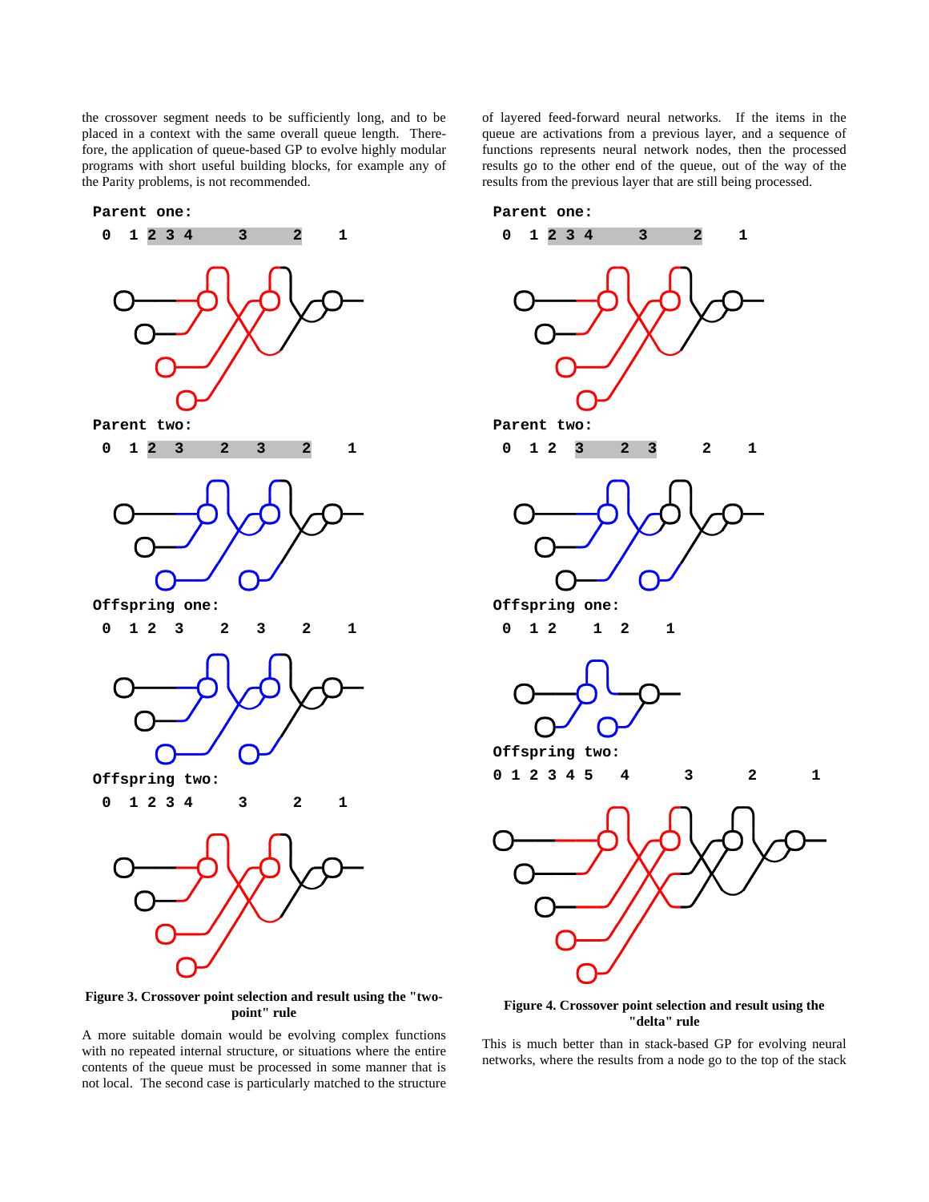the crossover segment needs to be sufficiently long, and to be placed in a context with the same overall queue length. Therefore, the application of queue-based GP to evolve highly modular programs with short useful building blocks, for example any of the Parity problems, is not recommended.

**Parent one:**

`0 1 2 3 4 3 2 1`

**Parent two:**

`0 1 2 3 2 3 2 1`

**Offspring one:**

`0 1 2 3 2 3 2 1`

**Offspring two:**

`0 1 2 3 4 3 2 1`

**Figure 3. Crossover point selection and result using the "two-point" rule**

A more suitable domain would be evolving complex functions with no repeated internal structure, or situations where the entire contents of the queue must be processed in some manner that is not local. The second case is particularly matched to the structure of layered feed-forward neural networks. If the items in the queue are activations from a previous layer, and a sequence of functions represents neural network nodes, then the processed results go to the other end of the queue, out of the way of the results from the previous layer that are still being processed.

**Parent one:**

`0 1 2 3 4 3 2 1`

**Parent two:**

`0 1 2 3 2 3 2 1`

**Offspring one:**

`0 1 2 1 2 1`

**Offspring two:**

`0 1 2 3 4 5 4 3 2 1`

**Figure 4. Crossover point selection and result using the "delta" rule**

This is much better than in stack-based GP for evolving neural networks, where the results from a node go to the top of the stack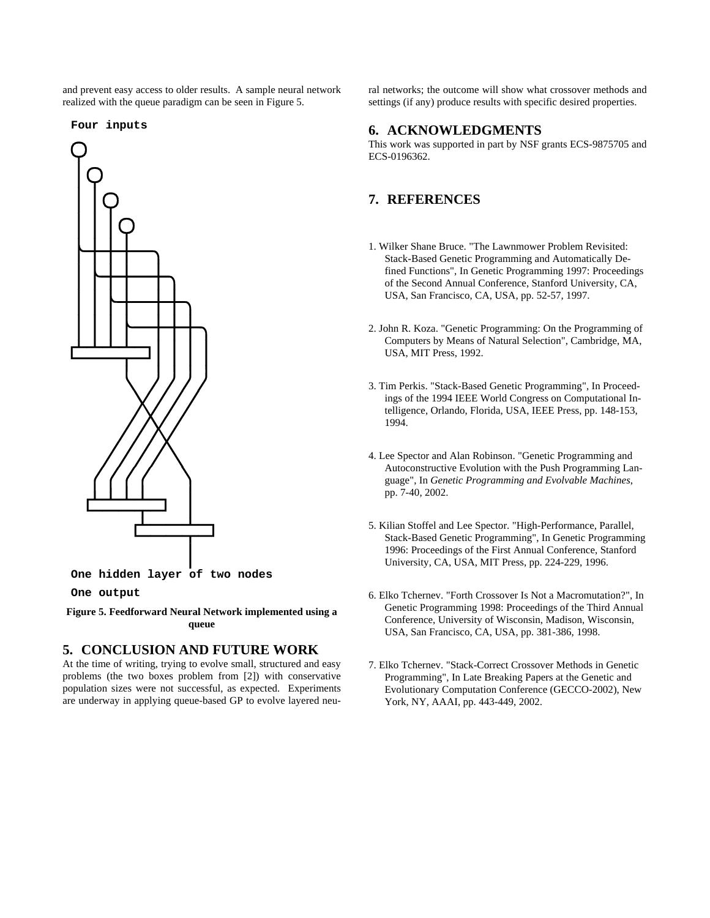and prevent easy access to older results. A sample neural network realized with the queue paradigm can be seen in Figure 5.

Four inputs

One hidden layer of two nodes

One output

**Figure 5. Feedforward Neural Network implemented using a queue**

## 5. CONCLUSION AND FUTURE WORK

At the time of writing, trying to evolve small, structured and easy problems (the two boxes problem from [2]) with conservative population sizes were not successful, as expected. Experiments are underway in applying queue-based GP to evolve layered neural networks; the outcome will show what crossover methods and settings (if any) produce results with specific desired properties.

## 6. ACKNOWLEDGMENTS

This work was supported in part by NSF grants ECS-9875705 and ECS-0196362.

## 7. REFERENCES

1. Wilker Shane Bruce. "The Lawnmower Problem Revisited: Stack-Based Genetic Programming and Automatically Defined Functions", In Genetic Programming 1997: Proceedings of the Second Annual Conference, Stanford University, CA, USA, San Francisco, CA, USA, pp. 52-57, 1997.

2. John R. Koza. "Genetic Programming: On the Programming of Computers by Means of Natural Selection", Cambridge, MA, USA, MIT Press, 1992.

3. Tim Perkis. "Stack-Based Genetic Programming", In Proceedings of the 1994 IEEE World Congress on Computational Intelligence, Orlando, Florida, USA, IEEE Press, pp. 148-153, 1994.

4. Lee Spector and Alan Robinson. "Genetic Programming and Autoconstructive Evolution with the Push Programming Language", In *Genetic Programming and Evolvable Machines*, pp. 7-40, 2002.

5. Kilian Stoffel and Lee Spector. "High-Performance, Parallel, Stack-Based Genetic Programming", In Genetic Programming 1996: Proceedings of the First Annual Conference, Stanford University, CA, USA, MIT Press, pp. 224-229, 1996.

6. Elko Tchernev. "Forth Crossover Is Not a Macromutation?", In Genetic Programming 1998: Proceedings of the Third Annual Conference, University of Wisconsin, Madison, Wisconsin, USA, San Francisco, CA, USA, pp. 381-386, 1998.

7. Elko Tchernev. "Stack-Correct Crossover Methods in Genetic Programming", In Late Breaking Papers at the Genetic and Evolutionary Computation Conference (GECCO-2002), New York, NY, AAAI, pp. 443-449, 2002.